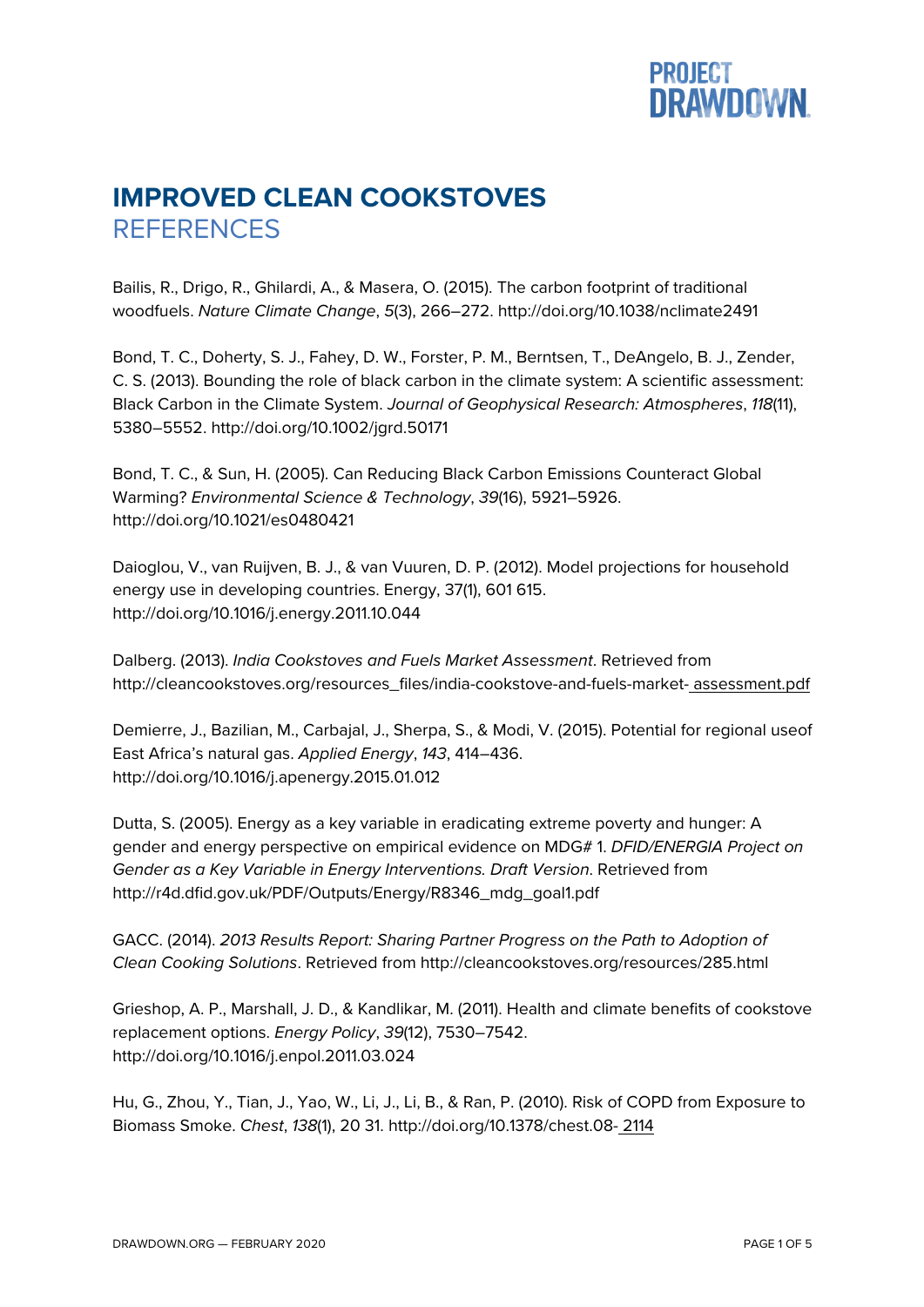# IMPROVED CLEAN COOKSTOVES

## REFERENCES

Bailis, R., Drigo, R., Ghilardi, A., & Masera, O. (2015). The carbon footprint of traditional woodfuels. *Nature Climate Change*, *5*(3), 266–272. http://doi.org/10.1038/nclimate2491

Bond, T. C., Doherty, S. J., Fahey, D. W., Forster, P. M., Berntsen, T., DeAngelo, B. J., Zender, C. S. (2013). Bounding the role of black carbon in the climate system: A scientific assessment: Black Carbon in the Climate System. *Journal of Geophysical Research: Atmospheres*, *118*(11), 5380–5552. http://doi.org/10.1002/jgrd.50171

Bond, T. C., & Sun, H. (2005). Can Reducing Black Carbon Emissions Counteract Global Warming? *Environmental Science & Technology*, *39*(16), 5921–5926. http://doi.org/10.1021/es0480421

Daioglou, V., van Ruijven, B. J., & van Vuuren, D. P. (2012). Model projections for household energy use in developing countries. Energy, 37(1), 601 615. http://doi.org/10.1016/j.energy.2011.10.044

Dalberg. (2013). *India Cookstoves and Fuels Market Assessment*. Retrieved from http://cleancookstoves.org/resources_files/india-cookstove-and-fuels-market- assessment.pdf

Demierre, J., Bazilian, M., Carbajal, J., Sherpa, S., & Modi, V. (2015). Potential for regional useof East Africa's natural gas. *Applied Energy*, *143*, 414–436. http://doi.org/10.1016/j.apenergy.2015.01.012

Dutta, S. (2005). Energy as a key variable in eradicating extreme poverty and hunger: A gender and energy perspective on empirical evidence on MDG# 1. *DFID/ENERGIA Project on Gender as a Key Variable in Energy Interventions. Draft Version*. Retrieved from http://r4d.dfid.gov.uk/PDF/Outputs/Energy/R8346_mdg_goal1.pdf

GACC. (2014). *2013 Results Report: Sharing Partner Progress on the Path to Adoption of Clean Cooking Solutions*. Retrieved from http://cleancookstoves.org/resources/285.html

Grieshop, A. P., Marshall, J. D., & Kandlikar, M. (2011). Health and climate benefits of cookstove replacement options. *Energy Policy*, *39*(12), 7530–7542. http://doi.org/10.1016/j.enpol.2011.03.024

Hu, G., Zhou, Y., Tian, J., Yao, W., Li, J., Li, B., & Ran, P. (2010). Risk of COPD from Exposure to Biomass Smoke. *Chest*, *138*(1), 20 31. http://doi.org/10.1378/chest.08- 2114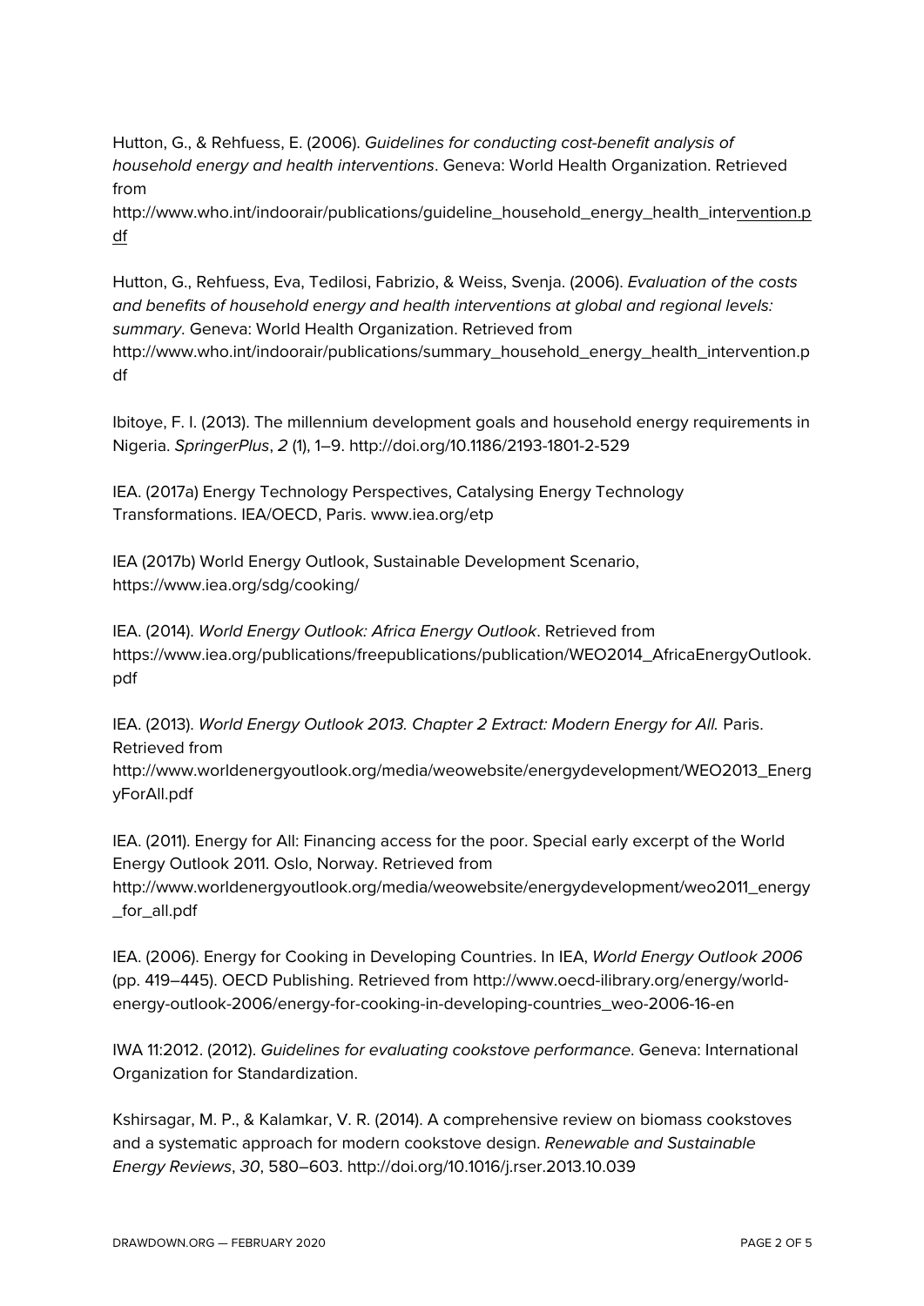Hutton, G., & Rehfuess, E. (2006). *Guidelines for conducting cost-benefit analysis of household energy and health interventions*. Geneva: World Health Organization. Retrieved from http://www.who.int/indoorair/publications/guideline_household_energy_health_intervention.pdf

Hutton, G., Rehfuess, Eva, Tedilosi, Fabrizio, & Weiss, Svenja. (2006). *Evaluation of the costs and benefits of household energy and health interventions at global and regional levels: summary*. Geneva: World Health Organization. Retrieved from http://www.who.int/indoorair/publications/summary_household_energy_health_intervention.pdf

Ibitoye, F. I. (2013). The millennium development goals and household energy requirements in Nigeria. *SpringerPlus*, *2* (1), 1–9. http://doi.org/10.1186/2193-1801-2-529

IEA. (2017a) Energy Technology Perspectives, Catalysing Energy Technology Transformations. IEA/OECD, Paris. www.iea.org/etp

IEA (2017b) World Energy Outlook, Sustainable Development Scenario, https://www.iea.org/sdg/cooking/

IEA. (2014). *World Energy Outlook: Africa Energy Outlook*. Retrieved from https://www.iea.org/publications/freepublications/publication/WEO2014_AfricaEnergyOutlook.pdf

IEA. (2013). *World Energy Outlook 2013. Chapter 2 Extract: Modern Energy for All.* Paris. Retrieved from http://www.worldenergyoutlook.org/media/weowebsite/energydevelopment/WEO2013_EnergyForAll.pdf

IEA. (2011). Energy for All: Financing access for the poor. Special early excerpt of the World Energy Outlook 2011. Oslo, Norway. Retrieved from http://www.worldenergyoutlook.org/media/weowebsite/energydevelopment/weo2011_energy_for_all.pdf

IEA. (2006). Energy for Cooking in Developing Countries. In IEA, *World Energy Outlook 2006* (pp. 419–445). OECD Publishing. Retrieved from http://www.oecd-ilibrary.org/energy/world-energy-outlook-2006/energy-for-cooking-in-developing-countries_weo-2006-16-en

IWA 11:2012. (2012). *Guidelines for evaluating cookstove performance*. Geneva: International Organization for Standardization.

Kshirsagar, M. P., & Kalamkar, V. R. (2014). A comprehensive review on biomass cookstoves and a systematic approach for modern cookstove design. *Renewable and Sustainable Energy Reviews*, *30*, 580–603. http://doi.org/10.1016/j.rser.2013.10.039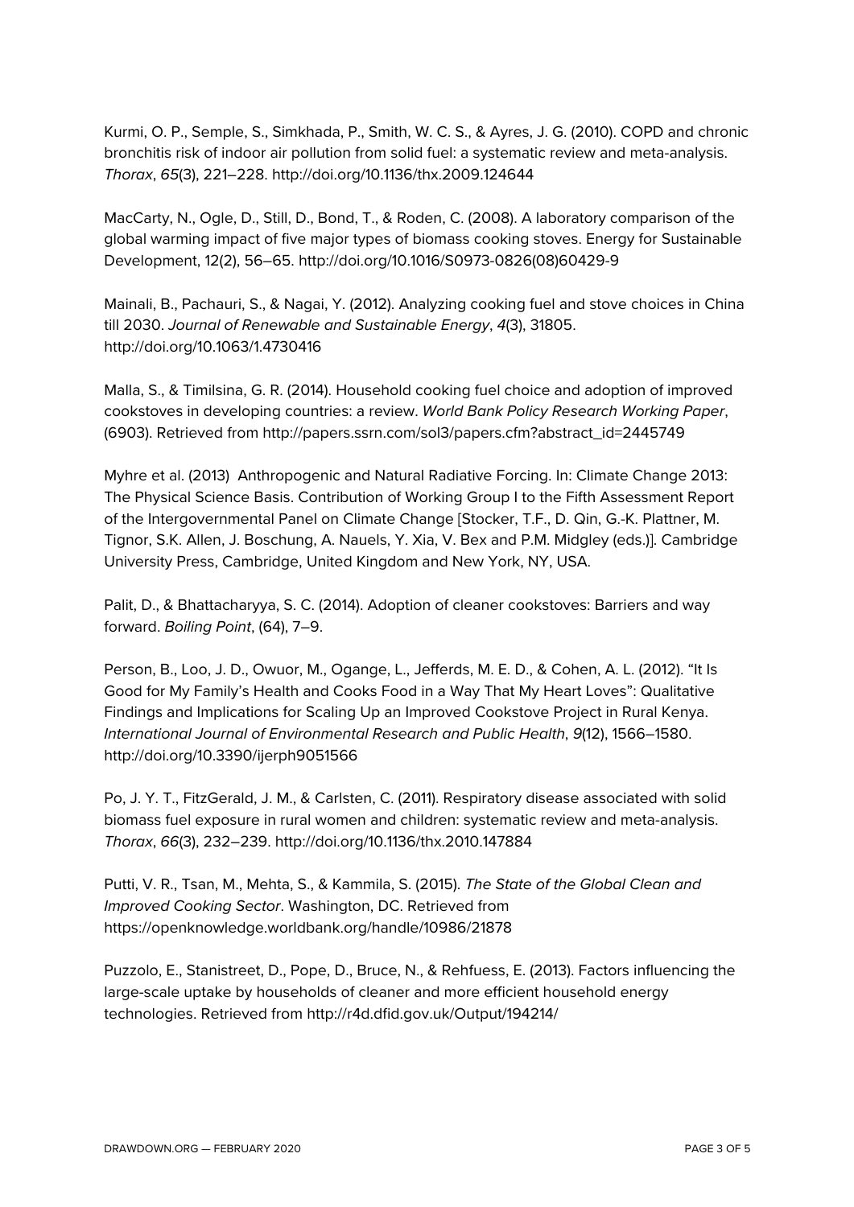Kurmi, O. P., Semple, S., Simkhada, P., Smith, W. C. S., & Ayres, J. G. (2010). COPD and chronic bronchitis risk of indoor air pollution from solid fuel: a systematic review and meta-analysis. *Thorax*, *65*(3), 221–228. http://doi.org/10.1136/thx.2009.124644

MacCarty, N., Ogle, D., Still, D., Bond, T., & Roden, C. (2008). A laboratory comparison of the global warming impact of five major types of biomass cooking stoves. Energy for Sustainable Development, 12(2), 56–65. http://doi.org/10.1016/S0973-0826(08)60429-9

Mainali, B., Pachauri, S., & Nagai, Y. (2012). Analyzing cooking fuel and stove choices in China till 2030. *Journal of Renewable and Sustainable Energy*, *4*(3), 31805. http://doi.org/10.1063/1.4730416

Malla, S., & Timilsina, G. R. (2014). Household cooking fuel choice and adoption of improved cookstoves in developing countries: a review. *World Bank Policy Research Working Paper*, (6903). Retrieved from http://papers.ssrn.com/sol3/papers.cfm?abstract_id=2445749

Myhre et al. (2013) Anthropogenic and Natural Radiative Forcing. In: Climate Change 2013: The Physical Science Basis. Contribution of Working Group I to the Fifth Assessment Report of the Intergovernmental Panel on Climate Change [Stocker, T.F., D. Qin, G.-K. Plattner, M. Tignor, S.K. Allen, J. Boschung, A. Nauels, Y. Xia, V. Bex and P.M. Midgley (eds.)]. Cambridge University Press, Cambridge, United Kingdom and New York, NY, USA.

Palit, D., & Bhattacharyya, S. C. (2014). Adoption of cleaner cookstoves: Barriers and way forward. *Boiling Point*, (64), 7–9.

Person, B., Loo, J. D., Owuor, M., Ogange, L., Jefferds, M. E. D., & Cohen, A. L. (2012). "It Is Good for My Family's Health and Cooks Food in a Way That My Heart Loves": Qualitative Findings and Implications for Scaling Up an Improved Cookstove Project in Rural Kenya. *International Journal of Environmental Research and Public Health*, *9*(12), 1566–1580. http://doi.org/10.3390/ijerph9051566

Po, J. Y. T., FitzGerald, J. M., & Carlsten, C. (2011). Respiratory disease associated with solid biomass fuel exposure in rural women and children: systematic review and meta-analysis. *Thorax*, *66*(3), 232–239. http://doi.org/10.1136/thx.2010.147884

Putti, V. R., Tsan, M., Mehta, S., & Kammila, S. (2015). *The State of the Global Clean and Improved Cooking Sector*. Washington, DC. Retrieved from https://openknowledge.worldbank.org/handle/10986/21878

Puzzolo, E., Stanistreet, D., Pope, D., Bruce, N., & Rehfuess, E. (2013). Factors influencing the large-scale uptake by households of cleaner and more efficient household energy technologies. Retrieved from http://r4d.dfid.gov.uk/Output/194214/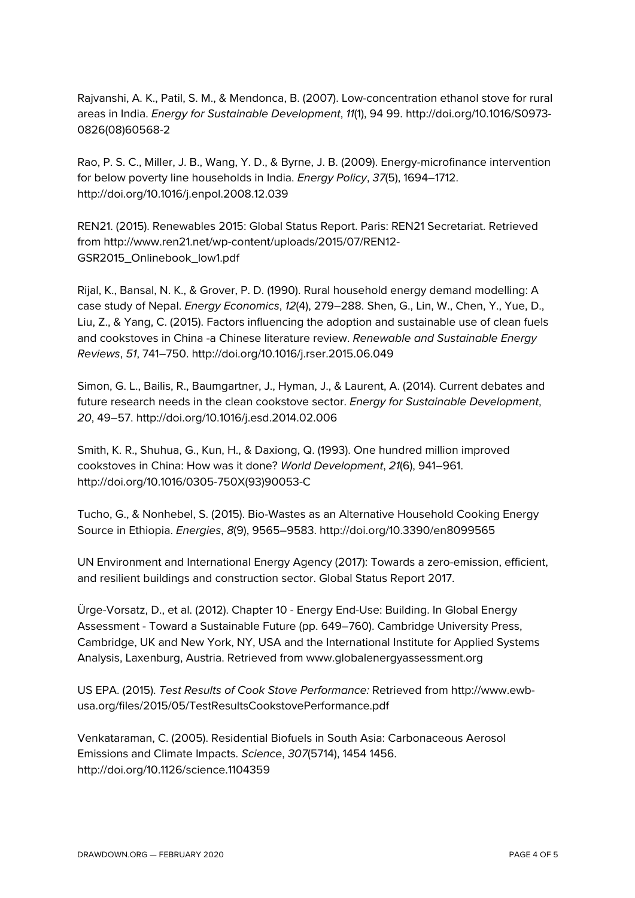Rajvanshi, A. K., Patil, S. M., & Mendonca, B. (2007). Low-concentration ethanol stove for rural areas in India. *Energy for Sustainable Development*, *11*(1), 94 99. http://doi.org/10.1016/S0973-0826(08)60568-2

Rao, P. S. C., Miller, J. B., Wang, Y. D., & Byrne, J. B. (2009). Energy-microfinance intervention for below poverty line households in India. *Energy Policy*, *37*(5), 1694–1712. http://doi.org/10.1016/j.enpol.2008.12.039

REN21. (2015). Renewables 2015: Global Status Report. Paris: REN21 Secretariat. Retrieved from http://www.ren21.net/wp-content/uploads/2015/07/REN12-GSR2015_Onlinebook_low1.pdf

Rijal, K., Bansal, N. K., & Grover, P. D. (1990). Rural household energy demand modelling: A case study of Nepal. *Energy Economics*, *12*(4), 279–288. Shen, G., Lin, W., Chen, Y., Yue, D., Liu, Z., & Yang, C. (2015). Factors influencing the adoption and sustainable use of clean fuels and cookstoves in China -a Chinese literature review. *Renewable and Sustainable Energy Reviews*, *51*, 741–750. http://doi.org/10.1016/j.rser.2015.06.049

Simon, G. L., Bailis, R., Baumgartner, J., Hyman, J., & Laurent, A. (2014). Current debates and future research needs in the clean cookstove sector. *Energy for Sustainable Development*, *20*, 49–57. http://doi.org/10.1016/j.esd.2014.02.006

Smith, K. R., Shuhua, G., Kun, H., & Daxiong, Q. (1993). One hundred million improved cookstoves in China: How was it done? *World Development*, *21*(6), 941–961. http://doi.org/10.1016/0305-750X(93)90053-C

Tucho, G., & Nonhebel, S. (2015). Bio-Wastes as an Alternative Household Cooking Energy Source in Ethiopia. *Energies*, *8*(9), 9565–9583. http://doi.org/10.3390/en8099565

UN Environment and International Energy Agency (2017): Towards a zero-emission, efficient, and resilient buildings and construction sector. Global Status Report 2017.

Ürge-Vorsatz, D., et al. (2012). Chapter 10 - Energy End-Use: Building. In Global Energy Assessment - Toward a Sustainable Future (pp. 649–760). Cambridge University Press, Cambridge, UK and New York, NY, USA and the International Institute for Applied Systems Analysis, Laxenburg, Austria. Retrieved from www.globalenergyassessment.org

US EPA. (2015). *Test Results of Cook Stove Performance:* Retrieved from http://www.ewb-usa.org/files/2015/05/TestResultsCookstovePerformance.pdf

Venkataraman, C. (2005). Residential Biofuels in South Asia: Carbonaceous Aerosol Emissions and Climate Impacts. *Science*, *307*(5714), 1454 1456. http://doi.org/10.1126/science.1104359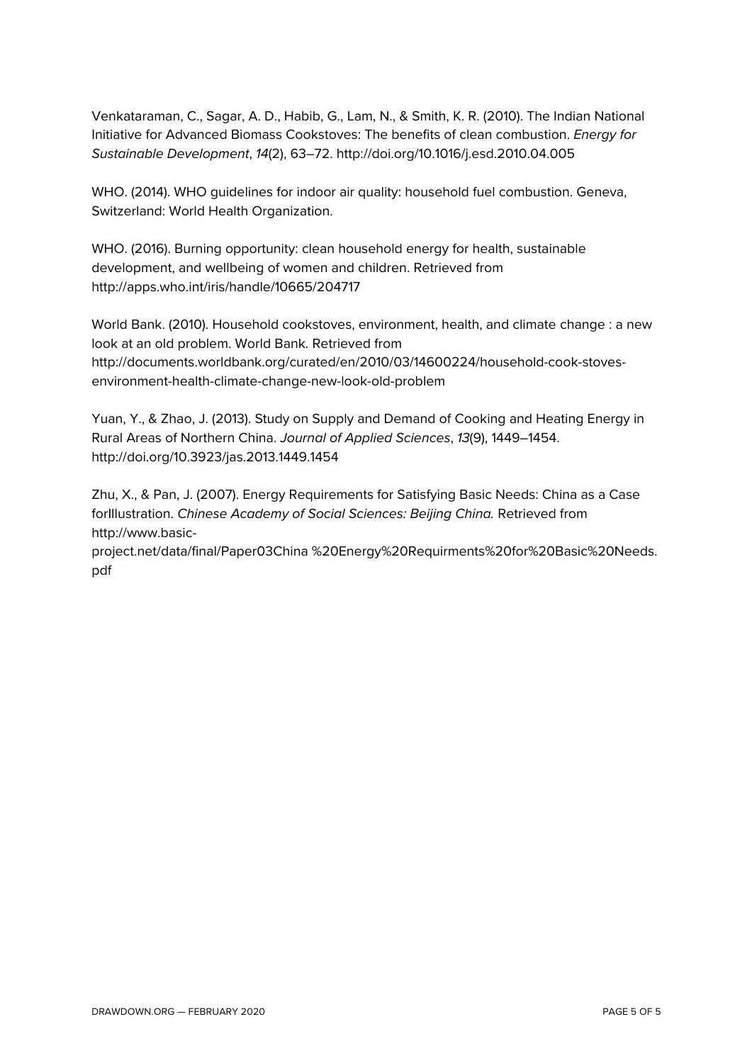Venkataraman, C., Sagar, A. D., Habib, G., Lam, N., & Smith, K. R. (2010). The Indian National Initiative for Advanced Biomass Cookstoves: The benefits of clean combustion. *Energy for Sustainable Development*, *14*(2), 63–72. http://doi.org/10.1016/j.esd.2010.04.005

WHO. (2014). WHO guidelines for indoor air quality: household fuel combustion. Geneva, Switzerland: World Health Organization.

WHO. (2016). Burning opportunity: clean household energy for health, sustainable development, and wellbeing of women and children. Retrieved from http://apps.who.int/iris/handle/10665/204717

World Bank. (2010). Household cookstoves, environment, health, and climate change : a new look at an old problem. World Bank. Retrieved from http://documents.worldbank.org/curated/en/2010/03/14600224/household-cook-stoves-environment-health-climate-change-new-look-old-problem

Yuan, Y., & Zhao, J. (2013). Study on Supply and Demand of Cooking and Heating Energy in Rural Areas of Northern China. *Journal of Applied Sciences*, *13*(9), 1449–1454. http://doi.org/10.3923/jas.2013.1449.1454

Zhu, X., & Pan, J. (2007). Energy Requirements for Satisfying Basic Needs: China as a Case forIllustration. *Chinese Academy of Social Sciences: Beijing China.* Retrieved from http://www.basic-project.net/data/final/Paper03China %20Energy%20Requirments%20for%20Basic%20Needs.pdf